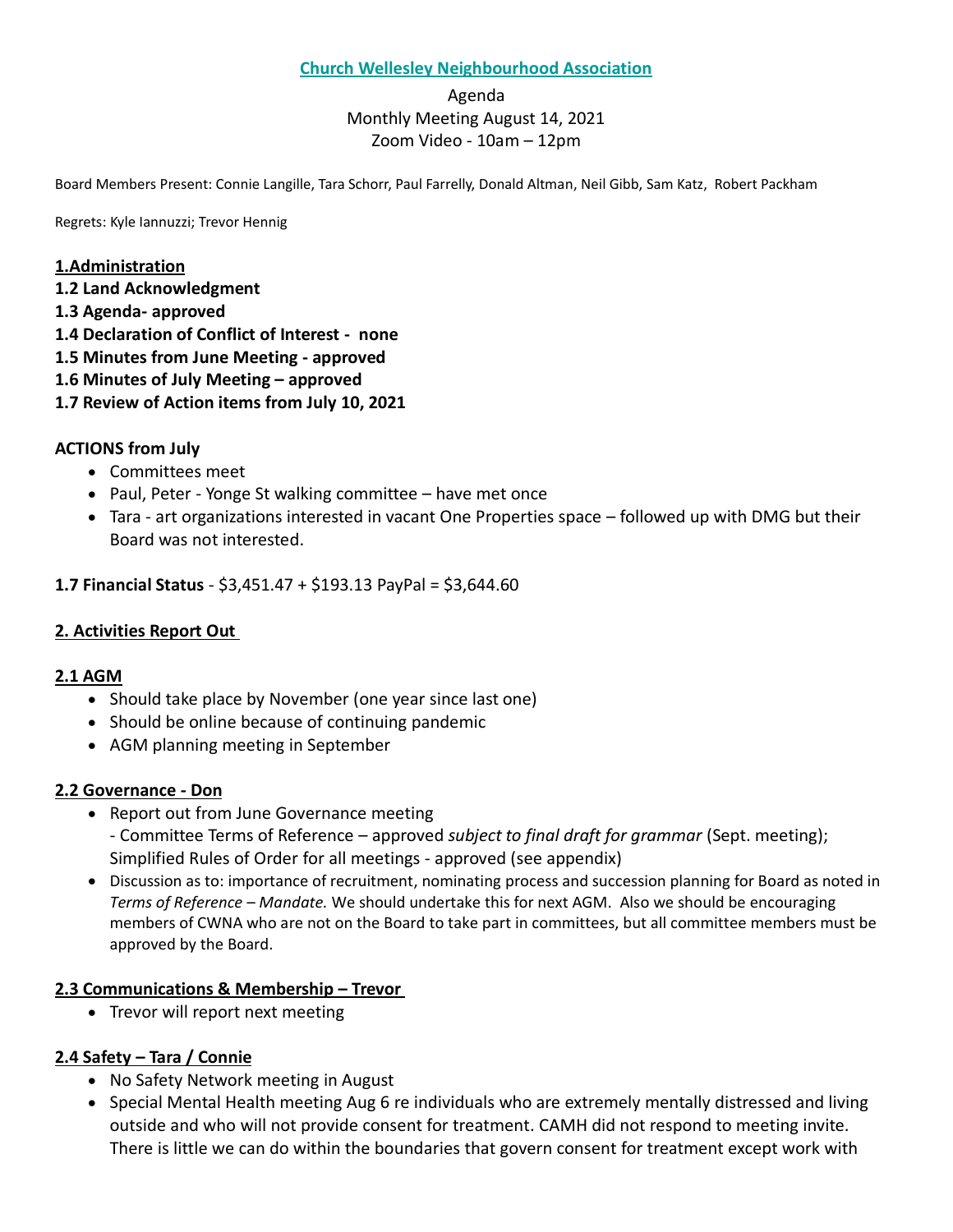**Church Wellesley Neighbourhood Association**

Agenda
Monthly Meeting August 14, 2021
Zoom Video - 10am – 12pm

Board Members Present: Connie Langille, Tara Schorr, Paul Farrelly, Donald Altman, Neil Gibb, Sam Katz, Robert Packham

Regrets: Kyle Iannuzzi; Trevor Hennig

**1.Administration**

**1.2 Land Acknowledgment**

**1.3 Agenda- approved**

**1.4 Declaration of Conflict of Interest - none**

**1.5 Minutes from June Meeting - approved**

**1.6 Minutes of July Meeting – approved**

**1.7 Review of Action items from July 10, 2021**

**ACTIONS from July**

- Committees meet
- Paul, Peter - Yonge St walking committee – have met once
- Tara - art organizations interested in vacant One Properties space – followed up with DMG but their Board was not interested.

**1.7 Financial Status** - $3,451.47 + $193.13 PayPal = $3,644.60

**2. Activities Report Out**

**2.1 AGM**

- Should take place by November (one year since last one)
- Should be online because of continuing pandemic
- AGM planning meeting in September

**2.2 Governance - Don**

- Report out from June Governance meeting
  - Committee Terms of Reference – approved *subject to final draft for grammar* (Sept. meeting); Simplified Rules of Order for all meetings - approved (see appendix)
- Discussion as to: importance of recruitment, nominating process and succession planning for Board as noted in *Terms of Reference – Mandate.* We should undertake this for next AGM. Also we should be encouraging members of CWNA who are not on the Board to take part in committees, but all committee members must be approved by the Board.

**2.3 Communications & Membership – Trevor**

- Trevor will report next meeting

**2.4 Safety – Tara / Connie**

- No Safety Network meeting in August
- Special Mental Health meeting Aug 6 re individuals who are extremely mentally distressed and living outside and who will not provide consent for treatment. CAMH did not respond to meeting invite. There is little we can do within the boundaries that govern consent for treatment except work with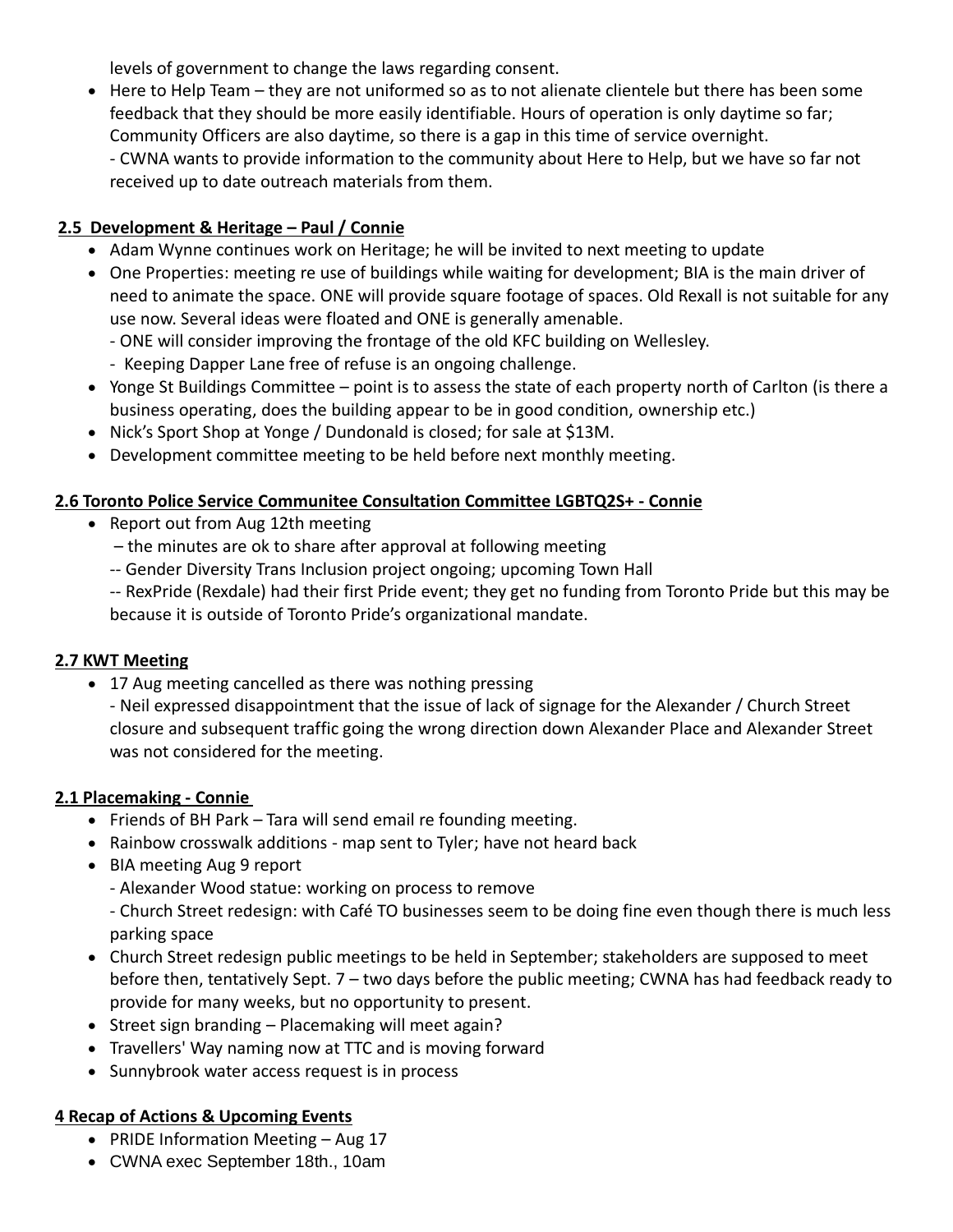levels of government to change the laws regarding consent.

- Here to Help Team – they are not uniformed so as to not alienate clientele but there has been some feedback that they should be more easily identifiable. Hours of operation is only daytime so far; Community Officers are also daytime, so there is a gap in this time of service overnight.
  - CWNA wants to provide information to the community about Here to Help, but we have so far not received up to date outreach materials from them.

### 2.5 Development & Heritage – Paul / Connie

- Adam Wynne continues work on Heritage; he will be invited to next meeting to update
- One Properties: meeting re use of buildings while waiting for development; BIA is the main driver of need to animate the space. ONE will provide square footage of spaces. Old Rexall is not suitable for any use now. Several ideas were floated and ONE is generally amenable.
  - ONE will consider improving the frontage of the old KFC building on Wellesley.
  - Keeping Dapper Lane free of refuse is an ongoing challenge.
- Yonge St Buildings Committee – point is to assess the state of each property north of Carlton (is there a business operating, does the building appear to be in good condition, ownership etc.)
- Nick's Sport Shop at Yonge / Dundonald is closed; for sale at $13M.
- Development committee meeting to be held before next monthly meeting.

### 2.6 Toronto Police Service Communitee Consultation Committee LGBTQ2S+ - Connie

- Report out from Aug 12th meeting
  – the minutes are ok to share after approval at following meeting
  -- Gender Diversity Trans Inclusion project ongoing; upcoming Town Hall
  -- RexPride (Rexdale) had their first Pride event; they get no funding from Toronto Pride but this may be because it is outside of Toronto Pride's organizational mandate.

### 2.7 KWT Meeting

- 17 Aug meeting cancelled as there was nothing pressing
  - Neil expressed disappointment that the issue of lack of signage for the Alexander / Church Street closure and subsequent traffic going the wrong direction down Alexander Place and Alexander Street was not considered for the meeting.

### 2.1 Placemaking - Connie

- Friends of BH Park – Tara will send email re founding meeting.
- Rainbow crosswalk additions - map sent to Tyler; have not heard back
- BIA meeting Aug 9 report
  - Alexander Wood statue: working on process to remove
  - Church Street redesign: with Café TO businesses seem to be doing fine even though there is much less parking space
- Church Street redesign public meetings to be held in September; stakeholders are supposed to meet before then, tentatively Sept. 7 – two days before the public meeting; CWNA has had feedback ready to provide for many weeks, but no opportunity to present.
- Street sign branding – Placemaking will meet again?
- Travellers' Way naming now at TTC and is moving forward
- Sunnybrook water access request is in process

### 4 Recap of Actions & Upcoming Events

- PRIDE Information Meeting – Aug 17
- CWNA exec September 18th., 10am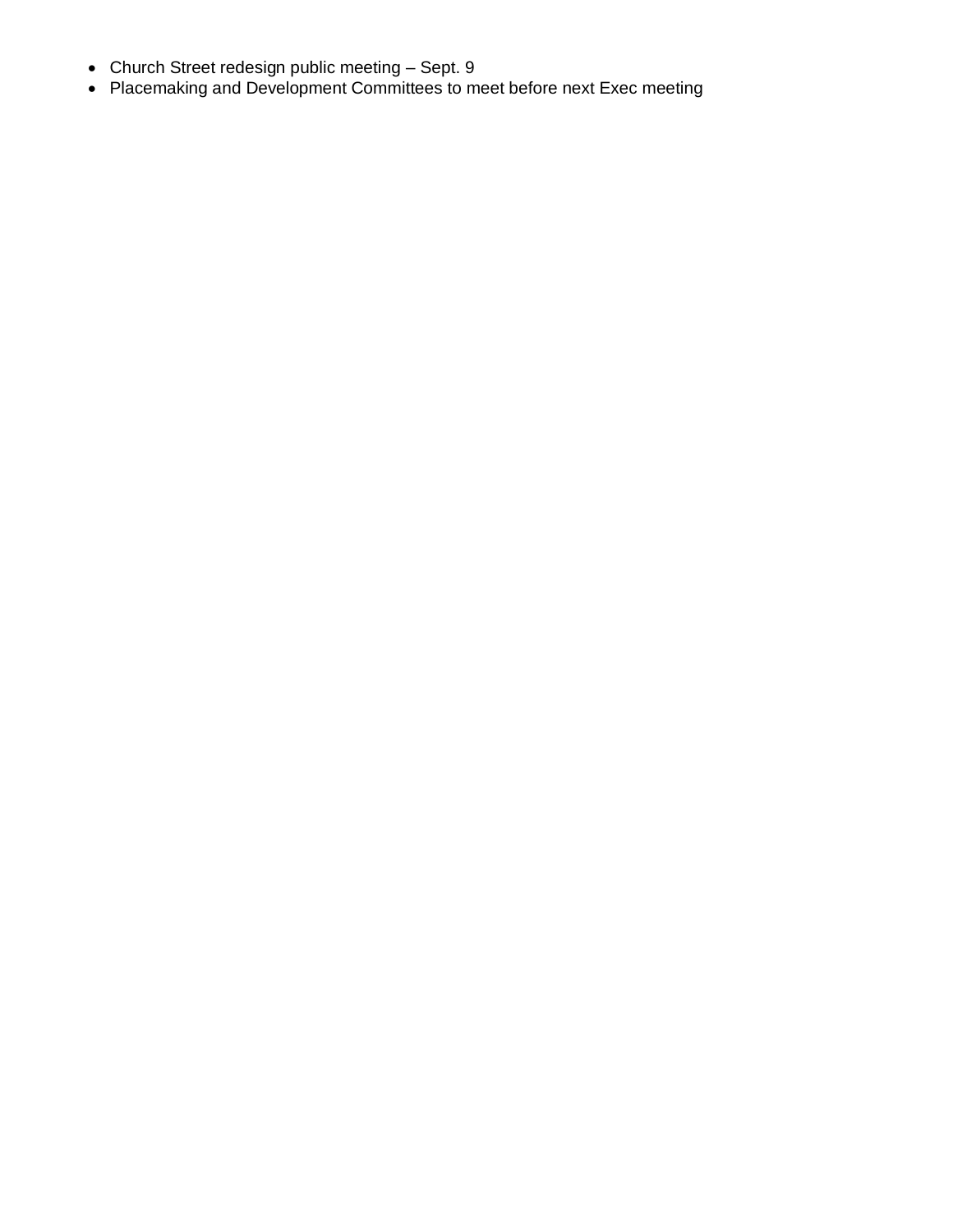- Church Street redesign public meeting – Sept. 9
- Placemaking and Development Committees to meet before next Exec meeting